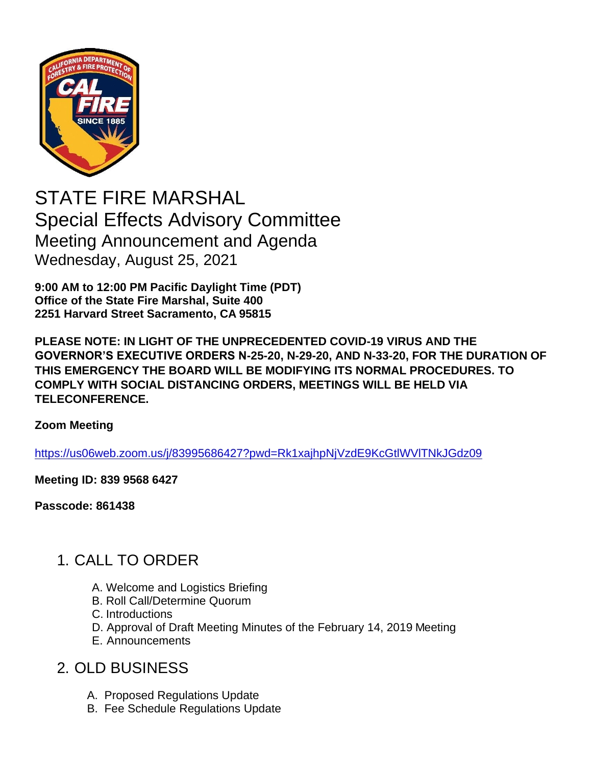# STATE FIRE MARSHAL

## Special Effects Advisory Committee

### Meeting Announcement and Agenda

Wednesday, August 25, 2021

**9:00 AM to 12:00 PM Pacific Daylight Time (PDT)**
**Office of the State Fire Marshal, Suite 400**
**2251 Harvard Street Sacramento, CA 95815**

**PLEASE NOTE: IN LIGHT OF THE UNPRECEDENTED COVID-19 VIRUS AND THE GOVERNOR'S EXECUTIVE ORDERS N-25-20, N-29-20, AND N-33-20, FOR THE DURATION OF THIS EMERGENCY THE BOARD WILL BE MODIFYING ITS NORMAL PROCEDURES. TO COMPLY WITH SOCIAL DISTANCING ORDERS, MEETINGS WILL BE HELD VIA TELECONFERENCE.**

**Zoom Meeting**

https://us06web.zoom.us/j/83995686427?pwd=Rk1xajhpNjVzdE9KcGtlWVlTNkJGdz09

**Meeting ID: 839 9568 6427**

**Passcode: 861438**

## 1. CALL TO ORDER

A. Welcome and Logistics Briefing
B. Roll Call/Determine Quorum
C. Introductions
D. Approval of Draft Meeting Minutes of the February 14, 2019 Meeting
E. Announcements

## 2. OLD BUSINESS

A. Proposed Regulations Update
B. Fee Schedule Regulations Update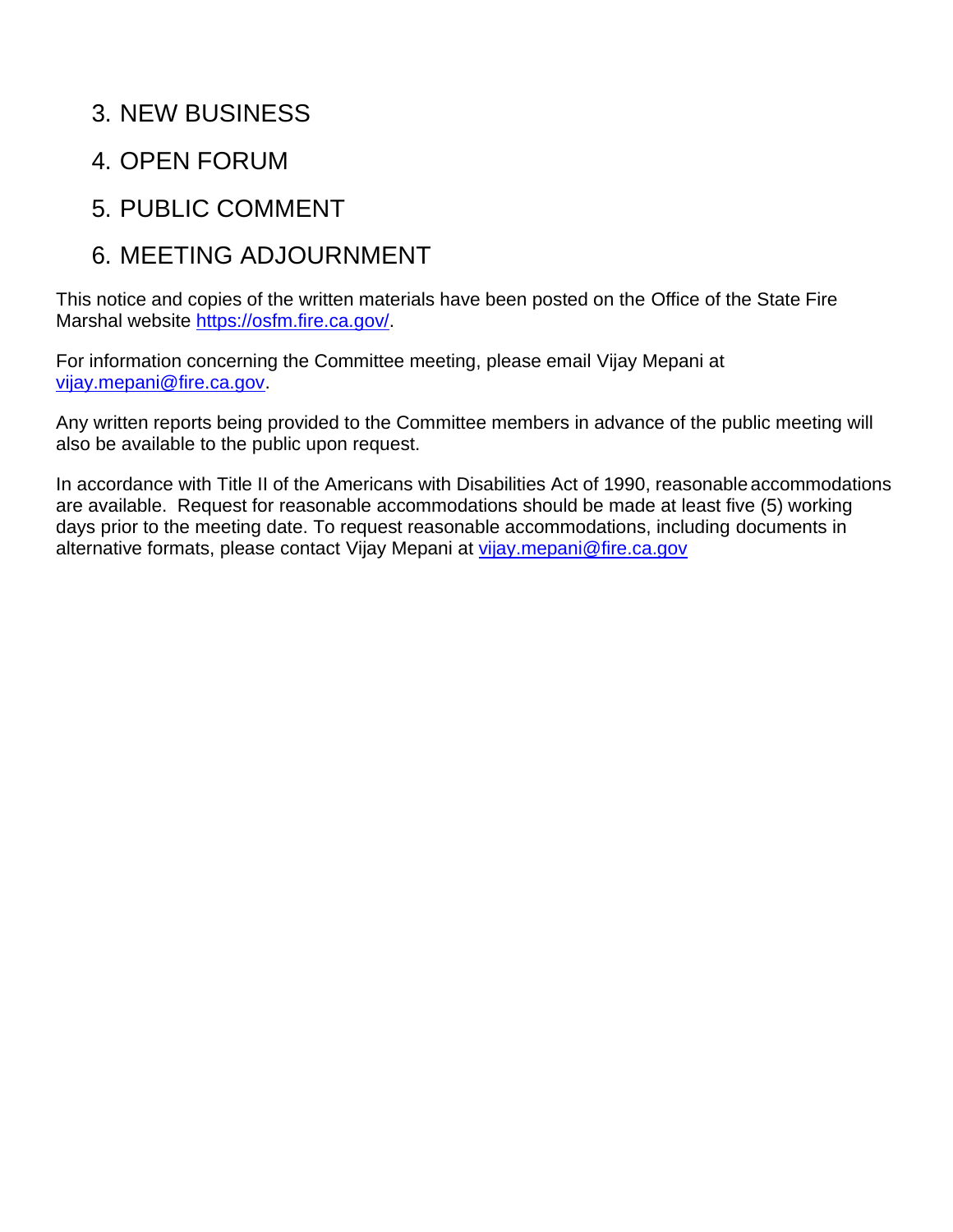3. NEW BUSINESS

4. OPEN FORUM

5. PUBLIC COMMENT

6. MEETING ADJOURNMENT

This notice and copies of the written materials have been posted on the Office of the State Fire Marshal website [https://osfm.fire.ca.gov/](https://osfm.fire.ca.gov/).

For information concerning the Committee meeting, please email Vijay Mepani at [vijay.mepani@fire.ca.gov](mailto:vijay.mepani@fire.ca.gov).

Any written reports being provided to the Committee members in advance of the public meeting will also be available to the public upon request.

In accordance with Title II of the Americans with Disabilities Act of 1990, reasonable accommodations are available. Request for reasonable accommodations should be made at least five (5) working days prior to the meeting date. To request reasonable accommodations, including documents in alternative formats, please contact Vijay Mepani at [vijay.mepani@fire.ca.gov](mailto:vijay.mepani@fire.ca.gov)